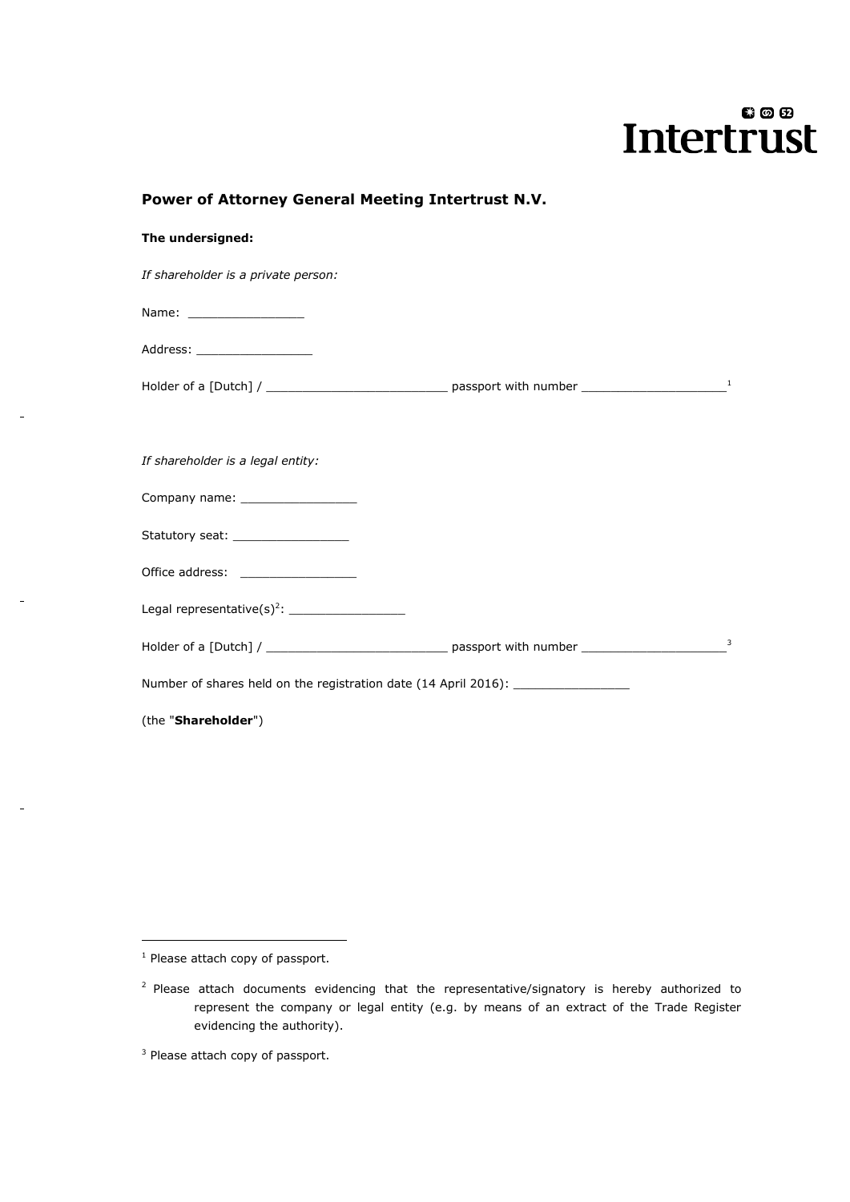## Power of Attorney General Meeting Intertrust N.V.

**The undersigned:**

*If shareholder is a private person:*

Name: ________________

Address: ________________

Holder of a [Dutch] / _________________________ passport with number ____________________[1]

*If shareholder is a legal entity:*

Company name: ________________

Statutory seat: ________________

Office address: ________________

Legal representative(s)[2]: ________________

Holder of a [Dutch] / _________________________ passport with number ____________________[3]

Number of shares held on the registration date (14 April 2016): ________________

(the "**Shareholder**")

---

[1] Please attach copy of passport.

[2] Please attach documents evidencing that the representative/signatory is hereby authorized to represent the company or legal entity (e.g. by means of an extract of the Trade Register evidencing the authority).

[3] Please attach copy of passport.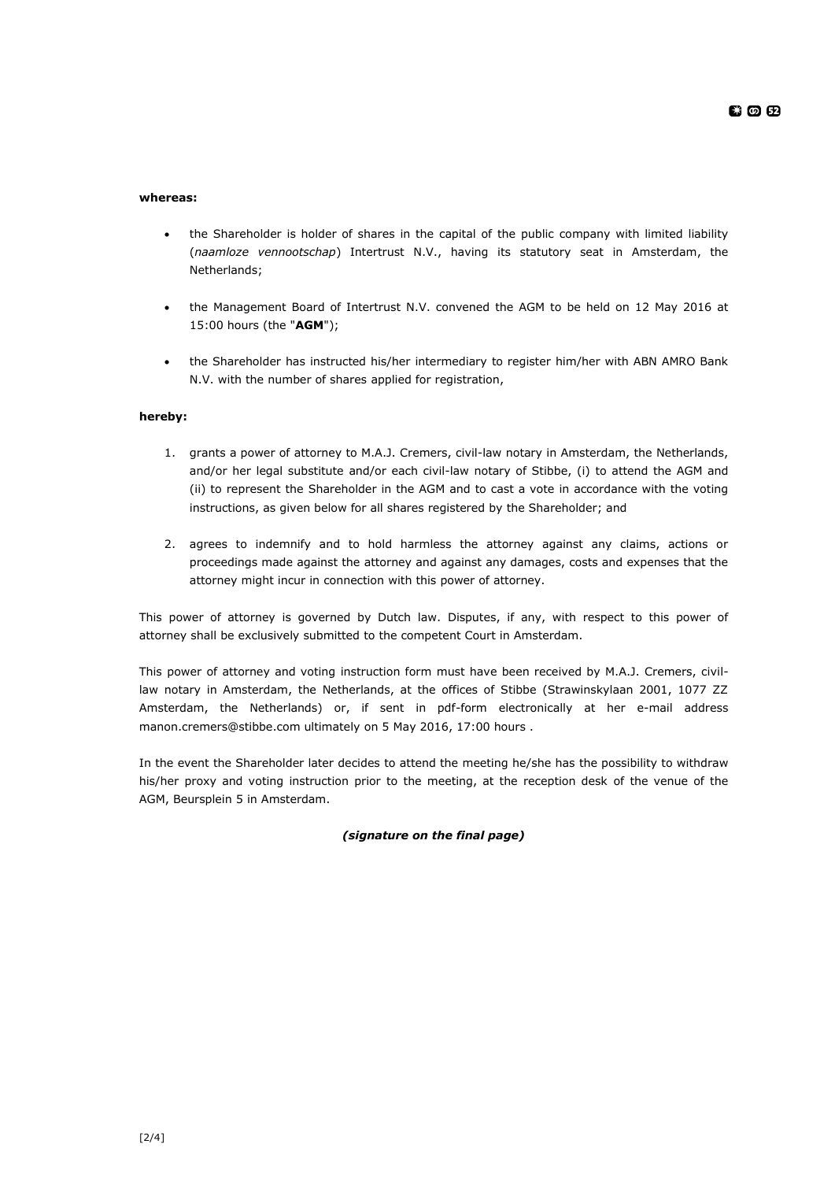**whereas:**

- the Shareholder is holder of shares in the capital of the public company with limited liability (*naamloze vennootschap*) Intertrust N.V., having its statutory seat in Amsterdam, the Netherlands;
- the Management Board of Intertrust N.V. convened the AGM to be held on 12 May 2016 at 15:00 hours (the "**AGM**");
- the Shareholder has instructed his/her intermediary to register him/her with ABN AMRO Bank N.V. with the number of shares applied for registration,

**hereby:**

1. grants a power of attorney to M.A.J. Cremers, civil-law notary in Amsterdam, the Netherlands, and/or her legal substitute and/or each civil-law notary of Stibbe, (i) to attend the AGM and (ii) to represent the Shareholder in the AGM and to cast a vote in accordance with the voting instructions, as given below for all shares registered by the Shareholder; and
2. agrees to indemnify and to hold harmless the attorney against any claims, actions or proceedings made against the attorney and against any damages, costs and expenses that the attorney might incur in connection with this power of attorney.

This power of attorney is governed by Dutch law. Disputes, if any, with respect to this power of attorney shall be exclusively submitted to the competent Court in Amsterdam.

This power of attorney and voting instruction form must have been received by M.A.J. Cremers, civil-law notary in Amsterdam, the Netherlands, at the offices of Stibbe (Strawinskylaan 2001, 1077 ZZ Amsterdam, the Netherlands) or, if sent in pdf-form electronically at her e-mail address manon.cremers@stibbe.com ultimately on 5 May 2016, 17:00 hours .

In the event the Shareholder later decides to attend the meeting he/she has the possibility to withdraw his/her proxy and voting instruction prior to the meeting, at the reception desk of the venue of the AGM, Beursplein 5 in Amsterdam.

***(signature on the final page)***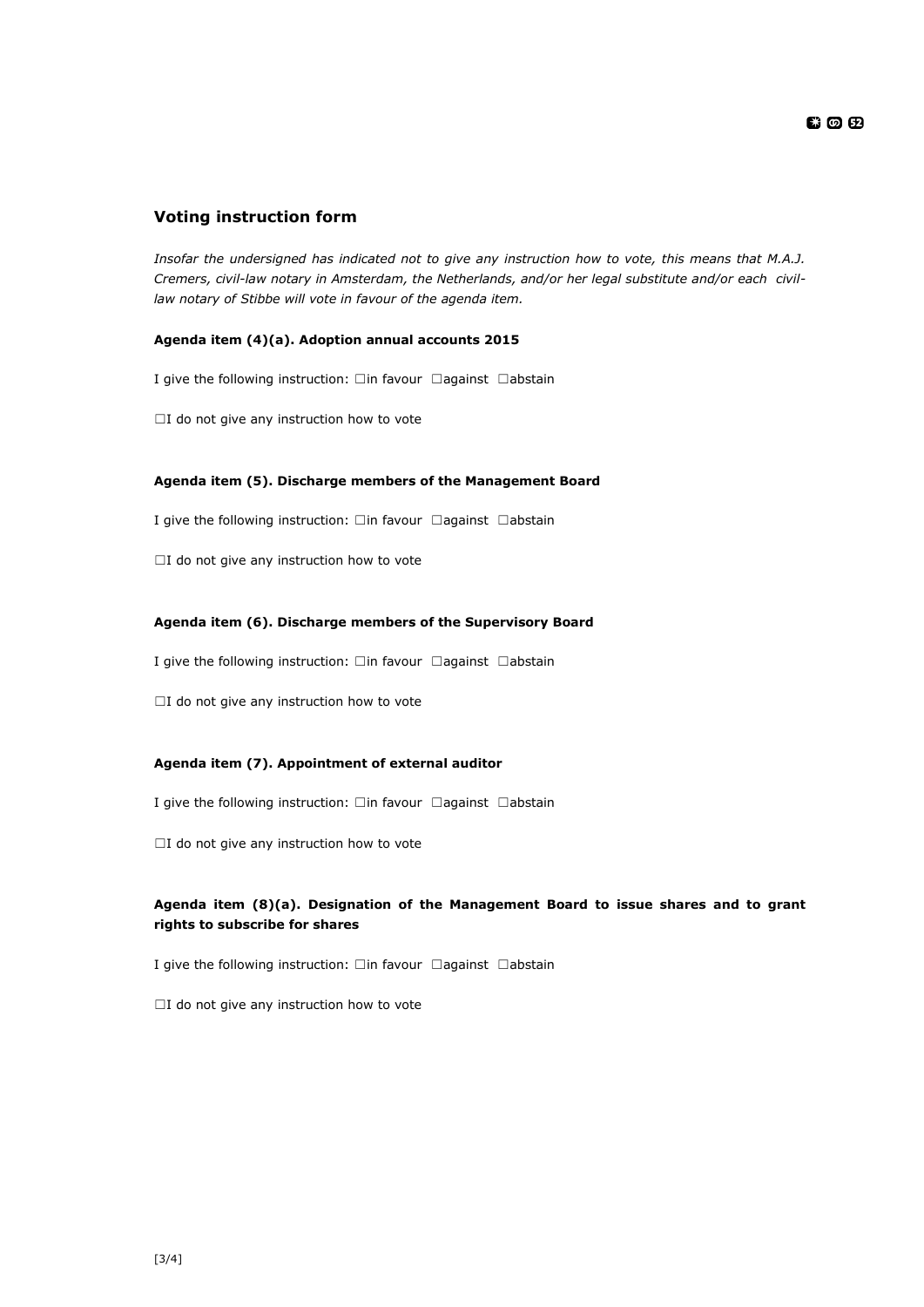## Voting instruction form

*Insofar the undersigned has indicated not to give any instruction how to vote, this means that M.A.J. Cremers, civil-law notary in Amsterdam, the Netherlands, and/or her legal substitute and/or each civil-law notary of Stibbe will vote in favour of the agenda item.*

**Agenda item (4)(a). Adoption annual accounts 2015**

I give the following instruction: ☐in favour ☐against ☐abstain

☐I do not give any instruction how to vote

**Agenda item (5). Discharge members of the Management Board**

I give the following instruction: ☐in favour ☐against ☐abstain

☐I do not give any instruction how to vote

**Agenda item (6). Discharge members of the Supervisory Board**

I give the following instruction: ☐in favour ☐against ☐abstain

☐I do not give any instruction how to vote

**Agenda item (7). Appointment of external auditor**

I give the following instruction: ☐in favour ☐against ☐abstain

☐I do not give any instruction how to vote

**Agenda item (8)(a). Designation of the Management Board to issue shares and to grant rights to subscribe for shares**

I give the following instruction: ☐in favour ☐against ☐abstain

☐I do not give any instruction how to vote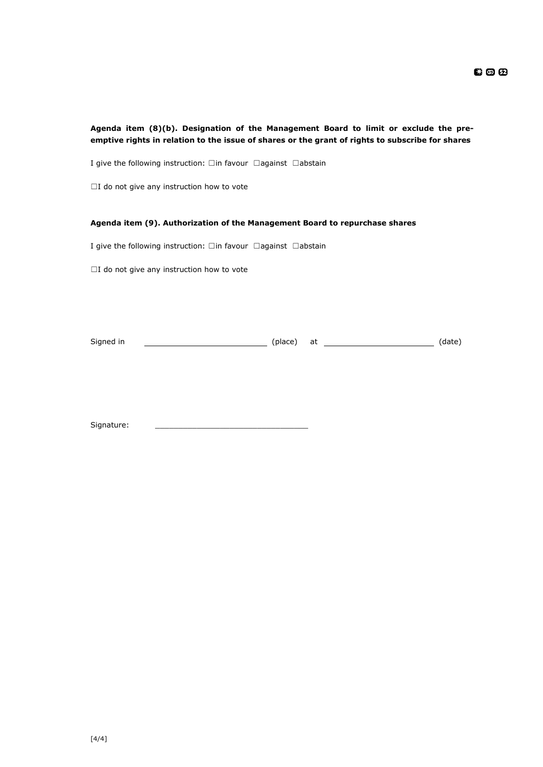**Agenda item (8)(b). Designation of the Management Board to limit or exclude the pre-emptive rights in relation to the issue of shares or the grant of rights to subscribe for shares**

I give the following instruction: ☐in favour ☐against ☐abstain

☐I do not give any instruction how to vote

**Agenda item (9). Authorization of the Management Board to repurchase shares**

I give the following instruction: ☐in favour ☐against ☐abstain

☐I do not give any instruction how to vote

Signed in \_\_\_\_\_\_\_\_\_\_\_\_\_\_\_\_\_\_\_\_\_\_\_\_\_\_ (place) at \_\_\_\_\_\_\_\_\_\_\_\_\_\_\_\_\_\_\_\_\_\_\_\_ (date)

Signature: \_\_\_\_\_\_\_\_\_\_\_\_\_\_\_\_\_\_\_\_\_\_\_\_\_\_\_\_\_\_\_\_